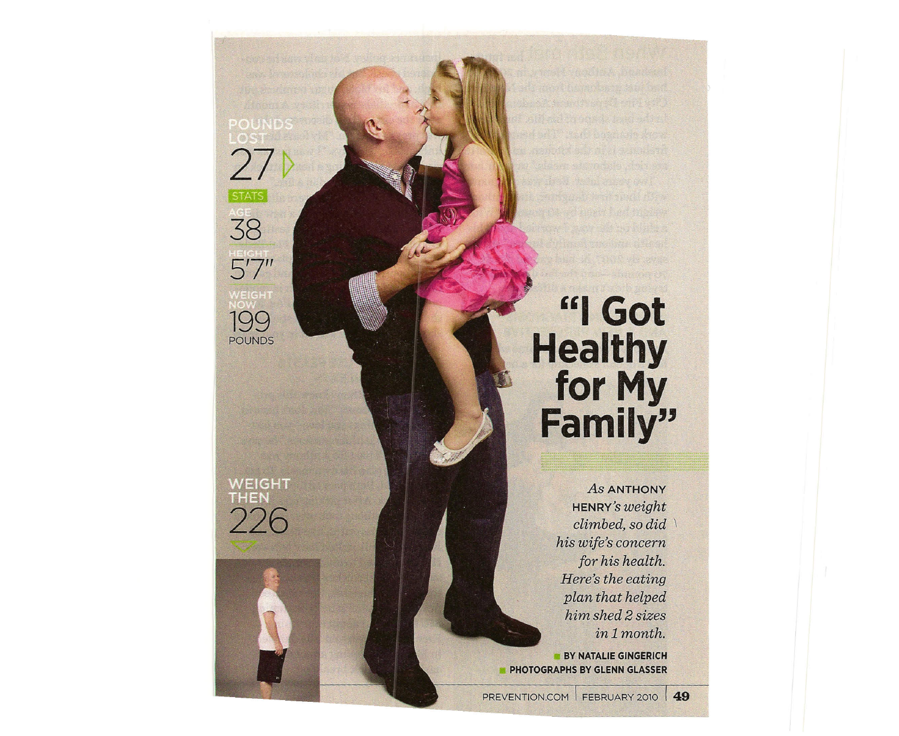POUNDS LOST

27

STATS

AGE

38

HEIGHT

5'7"

WEIGHT NOW

199 POUNDS

WEIGHT THEN

226

# "I Got Healthy for My Family"

*As* ANTHONY HENRY*'s weight climbed, so did his wife's concern for his health. Here's the eating plan that helped him shed 2 sizes in 1 month.*

**BY NATALIE GINGERICH**

**PHOTOGRAPHS BY GLENN GLASSER**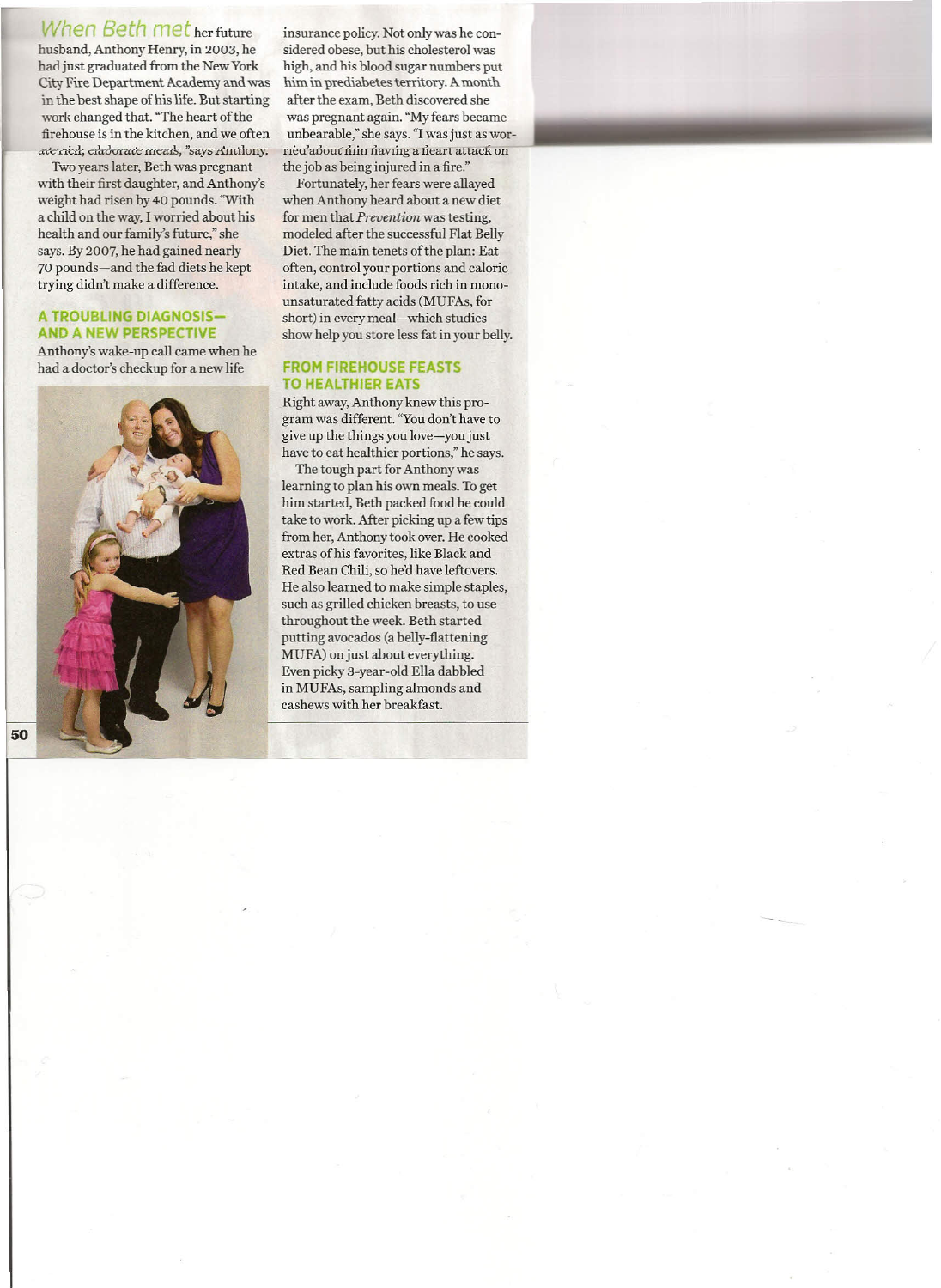*When Beth met* her future husband, Anthony Henry, in 2003, he had just graduated from the New York City Fire Department Academy and was in the best shape of his life. But starting work changed that. "The heart of the firehouse is in the kitchen, and we often ate rich, elaborate meals," says Anthony.

Two years later, Beth was pregnant with their first daughter, and Anthony's weight had risen by 40 pounds. "With a child on the way, I worried about his health and our family's future," she says. By 2007, he had gained nearly 70 pounds—and the fad diets he kept trying didn't make a difference.

## A TROUBLING DIAGNOSIS—AND A NEW PERSPECTIVE

Anthony's wake-up call came when he had a doctor's checkup for a new life insurance policy. Not only was he considered obese, but his cholesterol was high, and his blood sugar numbers put him in prediabetes territory. A month after the exam, Beth discovered she was pregnant again. "My fears became unbearable," she says. "I was just as worried about him having a heart attack on the job as being injured in a fire."

Fortunately, her fears were allayed when Anthony heard about a new diet for men that *Prevention* was testing, modeled after the successful Flat Belly Diet. The main tenets of the plan: Eat often, control your portions and caloric intake, and include foods rich in monounsaturated fatty acids (MUFAs, for short) in every meal—which studies show help you store less fat in your belly.

## FROM FIREHOUSE FEASTS TO HEALTHIER EATS

Right away, Anthony knew this program was different. "You don't have to give up the things you love—you just have to eat healthier portions," he says.

The tough part for Anthony was learning to plan his own meals. To get him started, Beth packed food he could take to work. After picking up a few tips from her, Anthony took over. He cooked extras of his favorites, like Black and Red Bean Chili, so he'd have leftovers. He also learned to make simple staples, such as grilled chicken breasts, to use throughout the week. Beth started putting avocados (a belly-flattening MUFA) on just about everything. Even picky 3-year-old Ella dabbled in MUFAs, sampling almonds and cashews with her breakfast.